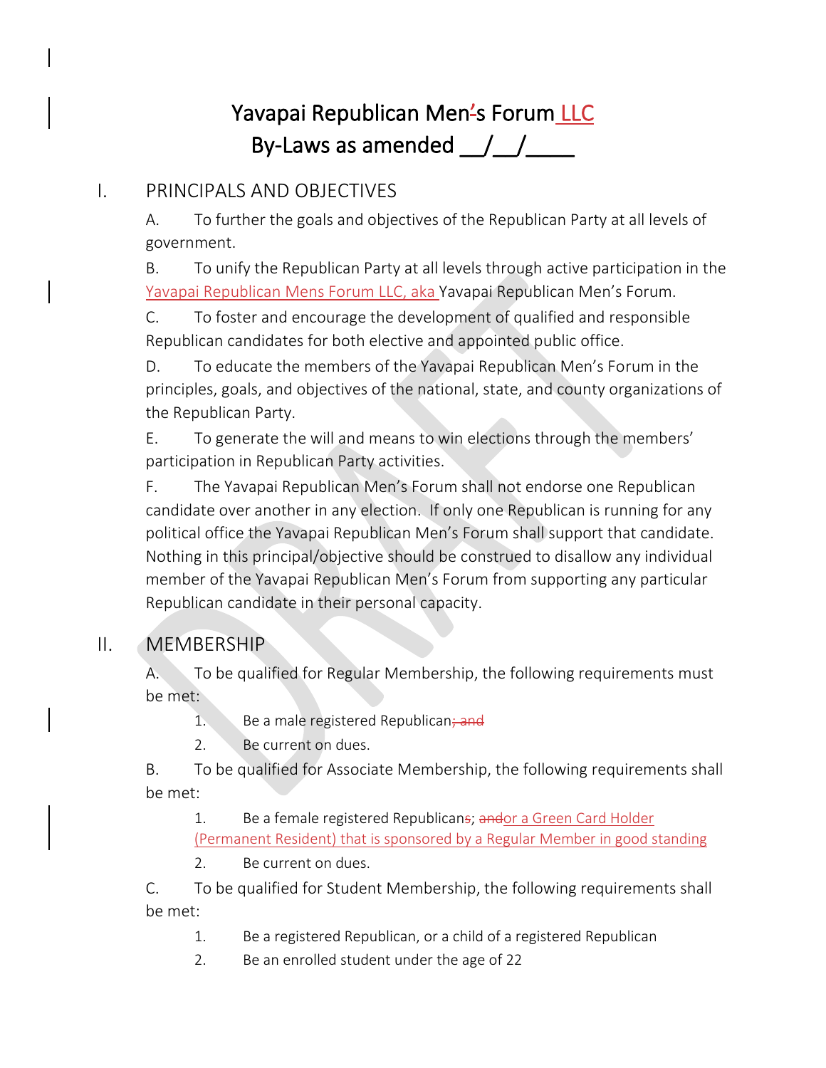# Yavapai Republican Men's Forum LLC
# By-Laws as amended \_\_/\_\_/\_\_\_\_

## I. PRINCIPALS AND OBJECTIVES

A. To further the goals and objectives of the Republican Party at all levels of government.

B. To unify the Republican Party at all levels through active participation in the Yavapai Republican Mens Forum LLC, aka Yavapai Republican Men's Forum.

C. To foster and encourage the development of qualified and responsible Republican candidates for both elective and appointed public office.

D. To educate the members of the Yavapai Republican Men's Forum in the principles, goals, and objectives of the national, state, and county organizations of the Republican Party.

E. To generate the will and means to win elections through the members' participation in Republican Party activities.

F. The Yavapai Republican Men's Forum shall not endorse one Republican candidate over another in any election. If only one Republican is running for any political office the Yavapai Republican Men's Forum shall support that candidate. Nothing in this principal/objective should be construed to disallow any individual member of the Yavapai Republican Men's Forum from supporting any particular Republican candidate in their personal capacity.

## II. MEMBERSHIP

A. To be qualified for Regular Membership, the following requirements must be met:

1. Be a male registered Republican~~; and~~
2. Be current on dues.

B. To be qualified for Associate Membership, the following requirements shall be met:

1. Be a female registered Republican~~s~~; ~~and~~or a Green Card Holder (Permanent Resident) that is sponsored by a Regular Member in good standing
2. Be current on dues.

C. To be qualified for Student Membership, the following requirements shall be met:

1. Be a registered Republican, or a child of a registered Republican
2. Be an enrolled student under the age of 22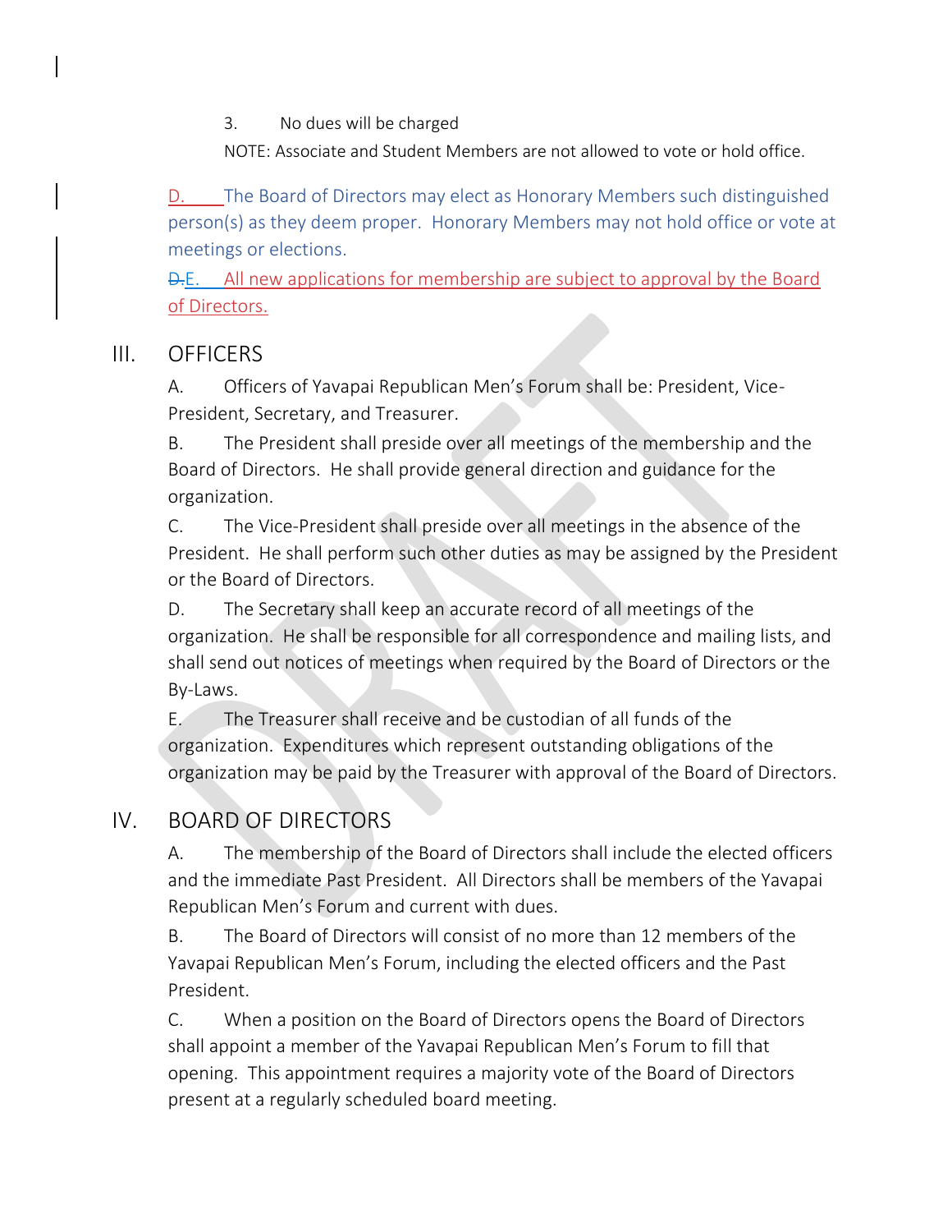3. No dues will be charged

NOTE: Associate and Student Members are not allowed to vote or hold office.

D. The Board of Directors may elect as Honorary Members such distinguished person(s) as they deem proper. Honorary Members may not hold office or vote at meetings or elections.

~~D.~~E. All new applications for membership are subject to approval by the Board of Directors.

## III. OFFICERS

A. Officers of Yavapai Republican Men's Forum shall be: President, Vice-President, Secretary, and Treasurer.

B. The President shall preside over all meetings of the membership and the Board of Directors. He shall provide general direction and guidance for the organization.

C. The Vice-President shall preside over all meetings in the absence of the President. He shall perform such other duties as may be assigned by the President or the Board of Directors.

D. The Secretary shall keep an accurate record of all meetings of the organization. He shall be responsible for all correspondence and mailing lists, and shall send out notices of meetings when required by the Board of Directors or the By-Laws.

E. The Treasurer shall receive and be custodian of all funds of the organization. Expenditures which represent outstanding obligations of the organization may be paid by the Treasurer with approval of the Board of Directors.

## IV. BOARD OF DIRECTORS

A. The membership of the Board of Directors shall include the elected officers and the immediate Past President. All Directors shall be members of the Yavapai Republican Men's Forum and current with dues.

B. The Board of Directors will consist of no more than 12 members of the Yavapai Republican Men's Forum, including the elected officers and the Past President.

C. When a position on the Board of Directors opens the Board of Directors shall appoint a member of the Yavapai Republican Men's Forum to fill that opening. This appointment requires a majority vote of the Board of Directors present at a regularly scheduled board meeting.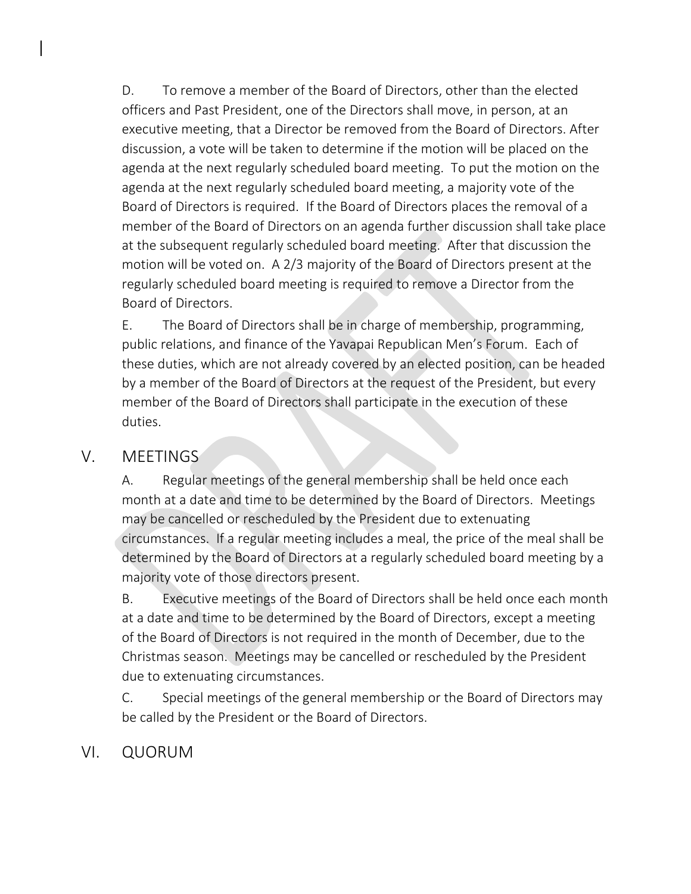D. To remove a member of the Board of Directors, other than the elected officers and Past President, one of the Directors shall move, in person, at an executive meeting, that a Director be removed from the Board of Directors. After discussion, a vote will be taken to determine if the motion will be placed on the agenda at the next regularly scheduled board meeting. To put the motion on the agenda at the next regularly scheduled board meeting, a majority vote of the Board of Directors is required. If the Board of Directors places the removal of a member of the Board of Directors on an agenda further discussion shall take place at the subsequent regularly scheduled board meeting. After that discussion the motion will be voted on. A 2/3 majority of the Board of Directors present at the regularly scheduled board meeting is required to remove a Director from the Board of Directors.

E. The Board of Directors shall be in charge of membership, programming, public relations, and finance of the Yavapai Republican Men's Forum. Each of these duties, which are not already covered by an elected position, can be headed by a member of the Board of Directors at the request of the President, but every member of the Board of Directors shall participate in the execution of these duties.

## V. MEETINGS

A. Regular meetings of the general membership shall be held once each month at a date and time to be determined by the Board of Directors. Meetings may be cancelled or rescheduled by the President due to extenuating circumstances. If a regular meeting includes a meal, the price of the meal shall be determined by the Board of Directors at a regularly scheduled board meeting by a majority vote of those directors present.

B. Executive meetings of the Board of Directors shall be held once each month at a date and time to be determined by the Board of Directors, except a meeting of the Board of Directors is not required in the month of December, due to the Christmas season. Meetings may be cancelled or rescheduled by the President due to extenuating circumstances.

C. Special meetings of the general membership or the Board of Directors may be called by the President or the Board of Directors.

## VI. QUORUM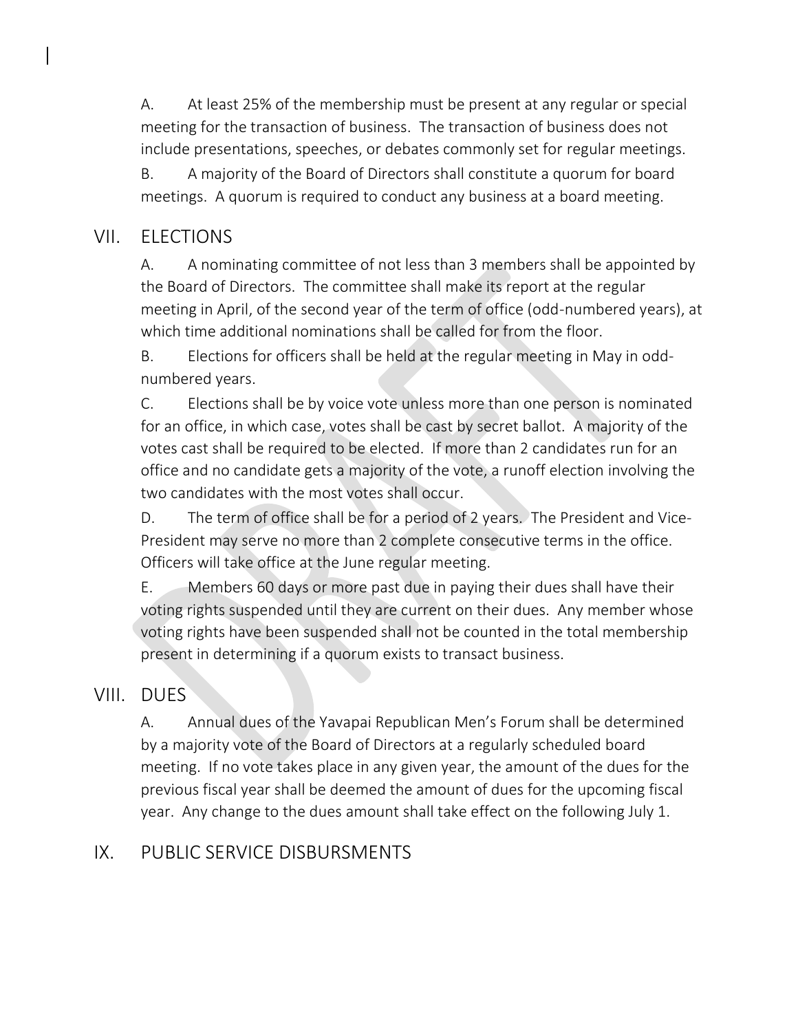A. At least 25% of the membership must be present at any regular or special meeting for the transaction of business. The transaction of business does not include presentations, speeches, or debates commonly set for regular meetings.

B. A majority of the Board of Directors shall constitute a quorum for board meetings. A quorum is required to conduct any business at a board meeting.

## VII. ELECTIONS

A. A nominating committee of not less than 3 members shall be appointed by the Board of Directors. The committee shall make its report at the regular meeting in April, of the second year of the term of office (odd-numbered years), at which time additional nominations shall be called for from the floor.

B. Elections for officers shall be held at the regular meeting in May in odd-numbered years.

C. Elections shall be by voice vote unless more than one person is nominated for an office, in which case, votes shall be cast by secret ballot. A majority of the votes cast shall be required to be elected. If more than 2 candidates run for an office and no candidate gets a majority of the vote, a runoff election involving the two candidates with the most votes shall occur.

D. The term of office shall be for a period of 2 years. The President and Vice-President may serve no more than 2 complete consecutive terms in the office. Officers will take office at the June regular meeting.

E. Members 60 days or more past due in paying their dues shall have their voting rights suspended until they are current on their dues. Any member whose voting rights have been suspended shall not be counted in the total membership present in determining if a quorum exists to transact business.

## VIII. DUES

A. Annual dues of the Yavapai Republican Men's Forum shall be determined by a majority vote of the Board of Directors at a regularly scheduled board meeting. If no vote takes place in any given year, the amount of the dues for the previous fiscal year shall be deemed the amount of dues for the upcoming fiscal year. Any change to the dues amount shall take effect on the following July 1.

## IX. PUBLIC SERVICE DISBURSMENTS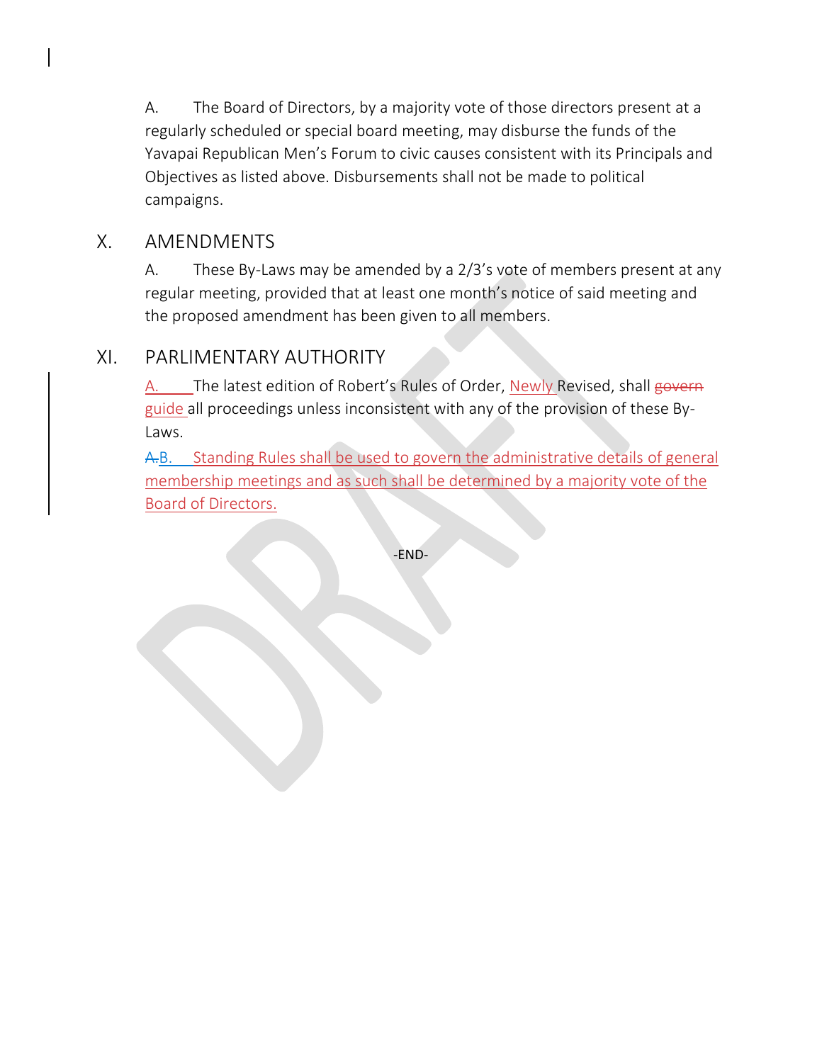A. The Board of Directors, by a majority vote of those directors present at a regularly scheduled or special board meeting, may disburse the funds of the Yavapai Republican Men's Forum to civic causes consistent with its Principals and Objectives as listed above. Disbursements shall not be made to political campaigns.

## X. AMENDMENTS

A. These By-Laws may be amended by a 2/3's vote of members present at any regular meeting, provided that at least one month's notice of said meeting and the proposed amendment has been given to all members.

## XI. PARLIMENTARY AUTHORITY

A. The latest edition of Robert's Rules of Order, Newly Revised, shall ~~govern~~ guide all proceedings unless inconsistent with any of the provision of these By-Laws.

~~A.~~B. Standing Rules shall be used to govern the administrative details of general membership meetings and as such shall be determined by a majority vote of the Board of Directors.

-END-